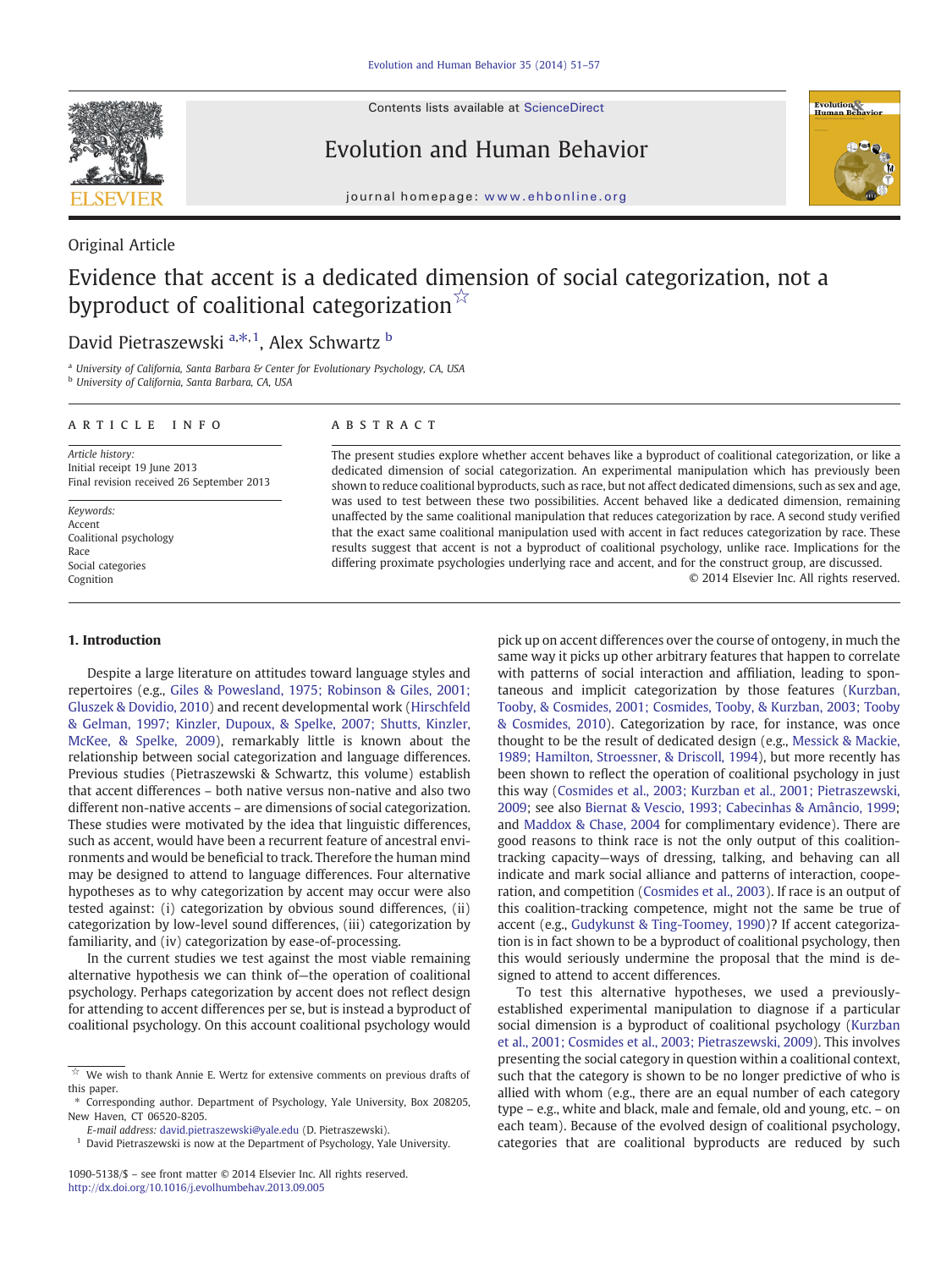Original Article

# Evidence that accent is a dedicated dimension of social categorization, not a byproduct of coalitional categorization☆

David Pietraszewski [a,*,1], Alex Schwartz [b]

[a] University of California, Santa Barbara & Center for Evolutionary Psychology, CA, USA
[b] University of California, Santa Barbara, CA, USA

**ARTICLE INFO**

*Article history:*
Initial receipt 19 June 2013
Final revision received 26 September 2013

*Keywords:*
Accent
Coalitional psychology
Race
Social categories
Cognition

**ABSTRACT**

The present studies explore whether accent behaves like a byproduct of coalitional categorization, or like a dedicated dimension of social categorization. An experimental manipulation which has previously been shown to reduce coalitional byproducts, such as race, but not affect dedicated dimensions, such as sex and age, was used to test between these two possibilities. Accent behaved like a dedicated dimension, remaining unaffected by the same coalitional manipulation that reduces categorization by race. A second study verified that the exact same coalitional manipulation used with accent in fact reduces categorization by race. These results suggest that accent is not a byproduct of coalitional psychology, unlike race. Implications for the differing proximate psychologies underlying race and accent, and for the construct group, are discussed.

© 2014 Elsevier Inc. All rights reserved.

## 1. Introduction

Despite a large literature on attitudes toward language styles and repertoires (e.g., Giles & Powesland, 1975; Robinson & Giles, 2001; Gluszek & Dovidio, 2010) and recent developmental work (Hirschfeld & Gelman, 1997; Kinzler, Dupoux, & Spelke, 2007; Shutts, Kinzler, McKee, & Spelke, 2009), remarkably little is known about the relationship between social categorization and language differences. Previous studies (Pietraszewski & Schwartz, this volume) establish that accent differences – both native versus non-native and also two different non-native accents – are dimensions of social categorization. These studies were motivated by the idea that linguistic differences, such as accent, would have been a recurrent feature of ancestral environments and would be beneficial to track. Therefore the human mind may be designed to attend to language differences. Four alternative hypotheses as to why categorization by accent may occur were also tested against: (i) categorization by obvious sound differences, (ii) categorization by low-level sound differences, (iii) categorization by familiarity, and (iv) categorization by ease-of-processing.

In the current studies we test against the most viable remaining alternative hypothesis we can think of—the operation of coalitional psychology. Perhaps categorization by accent does not reflect design for attending to accent differences per se, but is instead a byproduct of coalitional psychology. On this account coalitional psychology would pick up on accent differences over the course of ontogeny, in much the same way it picks up other arbitrary features that happen to correlate with patterns of social interaction and affiliation, leading to spontaneous and implicit categorization by those features (Kurzban, Tooby, & Cosmides, 2001; Cosmides, Tooby, & Kurzban, 2003; Tooby & Cosmides, 2010). Categorization by race, for instance, was once thought to be the result of dedicated design (e.g., Messick & Mackie, 1989; Hamilton, Stroessner, & Driscoll, 1994), but more recently has been shown to reflect the operation of coalitional psychology in just this way (Cosmides et al., 2003; Kurzban et al., 2001; Pietraszewski, 2009; see also Biernat & Vescio, 1993; Cabecinhas & Amâncio, 1999; and Maddox & Chase, 2004 for complimentary evidence). There are good reasons to think race is not the only output of this coalition-tracking capacity—ways of dressing, talking, and behaving can all indicate and mark social alliance and patterns of interaction, cooperation, and competition (Cosmides et al., 2003). If race is an output of this coalition-tracking competence, might not the same be true of accent (e.g., Gudykunst & Ting-Toomey, 1990)? If accent categorization is in fact shown to be a byproduct of coalitional psychology, then this would seriously undermine the proposal that the mind is designed to attend to accent differences.

To test this alternative hypotheses, we used a previously-established experimental manipulation to diagnose if a particular social dimension is a byproduct of coalitional psychology (Kurzban et al., 2001; Cosmides et al., 2003; Pietraszewski, 2009). This involves presenting the social category in question within a coalitional context, such that the category is shown to be no longer predictive of who is allied with whom (e.g., there are an equal number of each category type – e.g., white and black, male and female, old and young, etc. – on each team). Because of the evolved design of coalitional psychology, categories that are coalitional byproducts are reduced by such

☆ We wish to thank Annie E. Wertz for extensive comments on previous drafts of this paper.

\* Corresponding author. Department of Psychology, Yale University, Box 208205, New Haven, CT 06520-8205.

*E-mail address:* david.pietraszewski@yale.edu (D. Pietraszewski).

[1] David Pietraszewski is now at the Department of Psychology, Yale University.

1090-5138/$ – see front matter © 2014 Elsevier Inc. All rights reserved.
http://dx.doi.org/10.1016/j.evolhumbehav.2013.09.005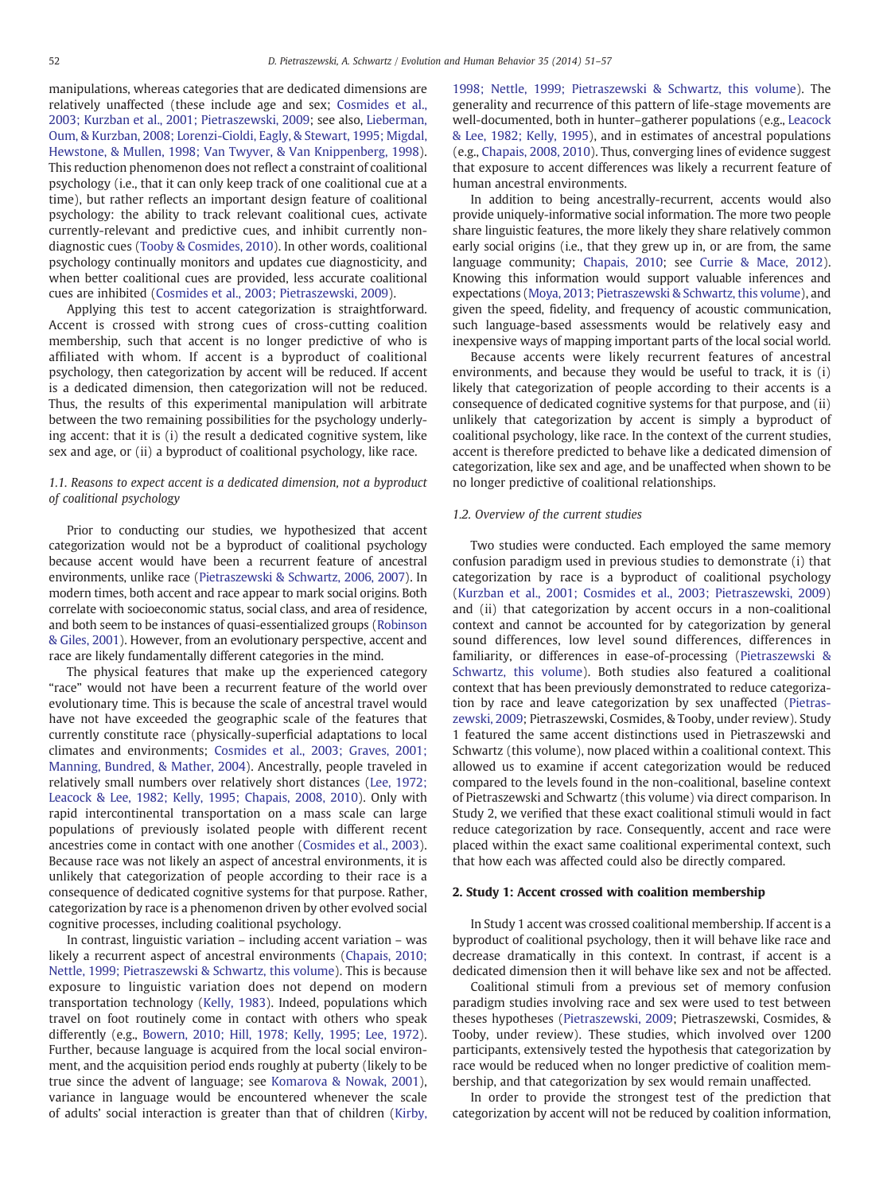manipulations, whereas categories that are dedicated dimensions are relatively unaffected (these include age and sex; Cosmides et al., 2003; Kurzban et al., 2001; Pietraszewski, 2009; see also, Lieberman, Oum, & Kurzban, 2008; Lorenzi-Cioldi, Eagly, & Stewart, 1995; Migdal, Hewstone, & Mullen, 1998; Van Twyver, & Van Knippenberg, 1998). This reduction phenomenon does not reflect a constraint of coalitional psychology (i.e., that it can only keep track of one coalitional cue at a time), but rather reflects an important design feature of coalitional psychology: the ability to track relevant coalitional cues, activate currently-relevant and predictive cues, and inhibit currently non-diagnostic cues (Tooby & Cosmides, 2010). In other words, coalitional psychology continually monitors and updates cue diagnosticity, and when better coalitional cues are provided, less accurate coalitional cues are inhibited (Cosmides et al., 2003; Pietraszewski, 2009).

Applying this test to accent categorization is straightforward. Accent is crossed with strong cues of cross-cutting coalition membership, such that accent is no longer predictive of who is affiliated with whom. If accent is a byproduct of coalitional psychology, then categorization by accent will be reduced. If accent is a dedicated dimension, then categorization will not be reduced. Thus, the results of this experimental manipulation will arbitrate between the two remaining possibilities for the psychology underlying accent: that it is (i) the result a dedicated cognitive system, like sex and age, or (ii) a byproduct of coalitional psychology, like race.

### *1.1. Reasons to expect accent is a dedicated dimension, not a byproduct of coalitional psychology*

Prior to conducting our studies, we hypothesized that accent categorization would not be a byproduct of coalitional psychology because accent would have been a recurrent feature of ancestral environments, unlike race (Pietraszewski & Schwartz, 2006, 2007). In modern times, both accent and race appear to mark social origins. Both correlate with socioeconomic status, social class, and area of residence, and both seem to be instances of quasi-essentialized groups (Robinson & Giles, 2001). However, from an evolutionary perspective, accent and race are likely fundamentally different categories in the mind.

The physical features that make up the experienced category "race" would not have been a recurrent feature of the world over evolutionary time. This is because the scale of ancestral travel would have not have exceeded the geographic scale of the features that currently constitute race (physically-superficial adaptations to local climates and environments; Cosmides et al., 2003; Graves, 2001; Manning, Bundred, & Mather, 2004). Ancestrally, people traveled in relatively small numbers over relatively short distances (Lee, 1972; Leacock & Lee, 1982; Kelly, 1995; Chapais, 2008, 2010). Only with rapid intercontinental transportation on a mass scale can large populations of previously isolated people with different recent ancestries come in contact with one another (Cosmides et al., 2003). Because race was not likely an aspect of ancestral environments, it is unlikely that categorization of people according to their race is a consequence of dedicated cognitive systems for that purpose. Rather, categorization by race is a phenomenon driven by other evolved social cognitive processes, including coalitional psychology.

In contrast, linguistic variation – including accent variation – was likely a recurrent aspect of ancestral environments (Chapais, 2010; Nettle, 1999; Pietraszewski & Schwartz, this volume). This is because exposure to linguistic variation does not depend on modern transportation technology (Kelly, 1983). Indeed, populations which travel on foot routinely come in contact with others who speak differently (e.g., Bowern, 2010; Hill, 1978; Kelly, 1995; Lee, 1972). Further, because language is acquired from the local social environment, and the acquisition period ends roughly at puberty (likely to be true since the advent of language; see Komarova & Nowak, 2001), variance in language would be encountered whenever the scale of adults' social interaction is greater than that of children (Kirby, 1998; Nettle, 1999; Pietraszewski & Schwartz, this volume). The generality and recurrence of this pattern of life-stage movements are well-documented, both in hunter–gatherer populations (e.g., Leacock & Lee, 1982; Kelly, 1995), and in estimates of ancestral populations (e.g., Chapais, 2008, 2010). Thus, converging lines of evidence suggest that exposure to accent differences was likely a recurrent feature of human ancestral environments.

In addition to being ancestrally-recurrent, accents would also provide uniquely-informative social information. The more two people share linguistic features, the more likely they share relatively common early social origins (i.e., that they grew up in, or are from, the same language community; Chapais, 2010; see Currie & Mace, 2012). Knowing this information would support valuable inferences and expectations (Moya, 2013; Pietraszewski & Schwartz, this volume), and given the speed, fidelity, and frequency of acoustic communication, such language-based assessments would be relatively easy and inexpensive ways of mapping important parts of the local social world.

Because accents were likely recurrent features of ancestral environments, and because they would be useful to track, it is (i) likely that categorization of people according to their accents is a consequence of dedicated cognitive systems for that purpose, and (ii) unlikely that categorization by accent is simply a byproduct of coalitional psychology, like race. In the context of the current studies, accent is therefore predicted to behave like a dedicated dimension of categorization, like sex and age, and be unaffected when shown to be no longer predictive of coalitional relationships.

### *1.2. Overview of the current studies*

Two studies were conducted. Each employed the same memory confusion paradigm used in previous studies to demonstrate (i) that categorization by race is a byproduct of coalitional psychology (Kurzban et al., 2001; Cosmides et al., 2003; Pietraszewski, 2009) and (ii) that categorization by accent occurs in a non-coalitional context and cannot be accounted for by categorization by general sound differences, low level sound differences, differences in familiarity, or differences in ease-of-processing (Pietraszewski & Schwartz, this volume). Both studies also featured a coalitional context that has been previously demonstrated to reduce categorization by race and leave categorization by sex unaffected (Pietraszewski, 2009; Pietraszewski, Cosmides, & Tooby, under review). Study 1 featured the same accent distinctions used in Pietraszewski and Schwartz (this volume), now placed within a coalitional context. This allowed us to examine if accent categorization would be reduced compared to the levels found in the non-coalitional, baseline context of Pietraszewski and Schwartz (this volume) via direct comparison. In Study 2, we verified that these exact coalitional stimuli would in fact reduce categorization by race. Consequently, accent and race were placed within the exact same coalitional experimental context, such that how each was affected could also be directly compared.

## 2. Study 1: Accent crossed with coalition membership

In Study 1 accent was crossed coalitional membership. If accent is a byproduct of coalitional psychology, then it will behave like race and decrease dramatically in this context. In contrast, if accent is a dedicated dimension then it will behave like sex and not be affected.

Coalitional stimuli from a previous set of memory confusion paradigm studies involving race and sex were used to test between theses hypotheses (Pietraszewski, 2009; Pietraszewski, Cosmides, & Tooby, under review). These studies, which involved over 1200 participants, extensively tested the hypothesis that categorization by race would be reduced when no longer predictive of coalition membership, and that categorization by sex would remain unaffected.

In order to provide the strongest test of the prediction that categorization by accent will not be reduced by coalition information,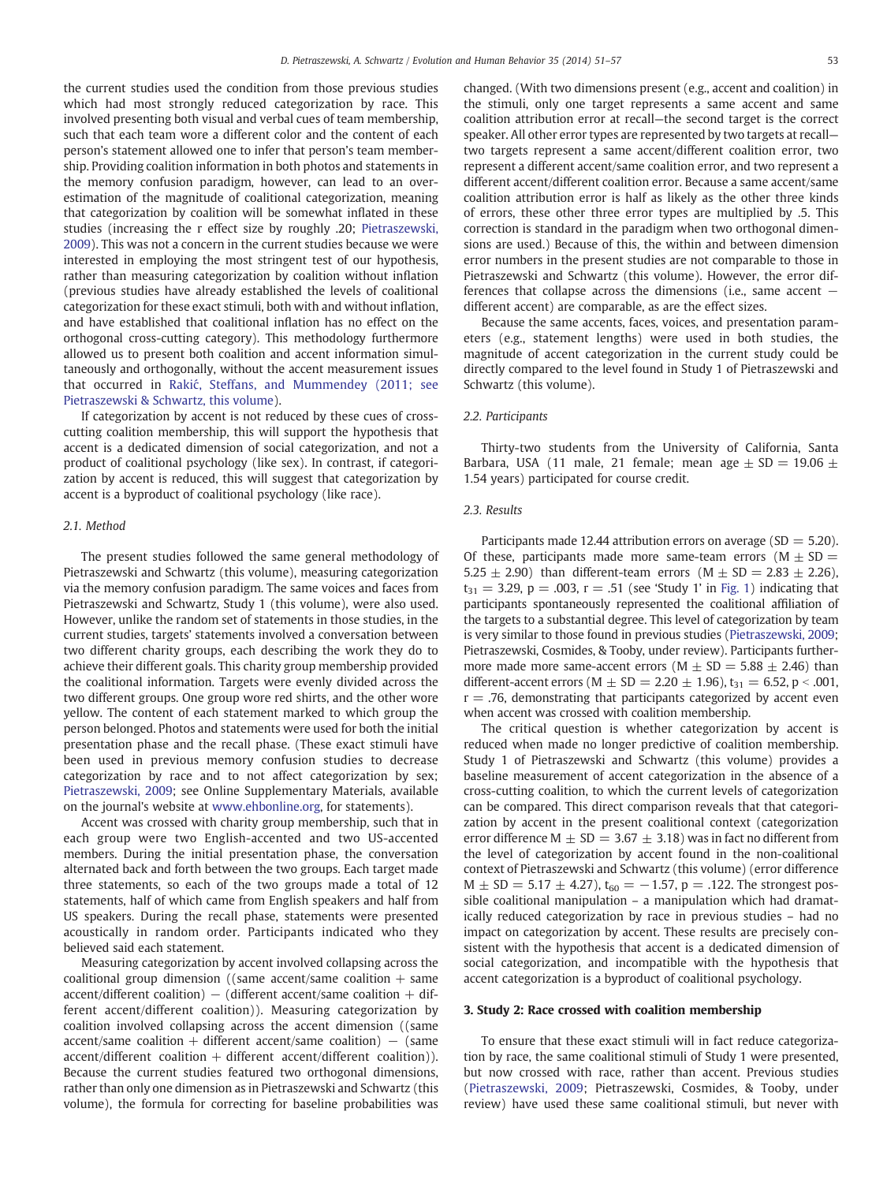the current studies used the condition from those previous studies which had most strongly reduced categorization by race. This involved presenting both visual and verbal cues of team membership, such that each team wore a different color and the content of each person's statement allowed one to infer that person's team membership. Providing coalition information in both photos and statements in the memory confusion paradigm, however, can lead to an overestimation of the magnitude of coalitional categorization, meaning that categorization by coalition will be somewhat inflated in these studies (increasing the r effect size by roughly .20; Pietraszewski, 2009). This was not a concern in the current studies because we were interested in employing the most stringent test of our hypothesis, rather than measuring categorization by coalition without inflation (previous studies have already established the levels of coalitional categorization for these exact stimuli, both with and without inflation, and have established that coalitional inflation has no effect on the orthogonal cross-cutting category). This methodology furthermore allowed us to present both coalition and accent information simultaneously and orthogonally, without the accent measurement issues that occurred in Rakić, Steffans, and Mummendey (2011; see Pietraszewski & Schwartz, this volume).

If categorization by accent is not reduced by these cues of cross-cutting coalition membership, this will support the hypothesis that accent is a dedicated dimension of social categorization, and not a product of coalitional psychology (like sex). In contrast, if categorization by accent is reduced, this will suggest that categorization by accent is a byproduct of coalitional psychology (like race).

### 2.1. Method

The present studies followed the same general methodology of Pietraszewski and Schwartz (this volume), measuring categorization via the memory confusion paradigm. The same voices and faces from Pietraszewski and Schwartz, Study 1 (this volume), were also used. However, unlike the random set of statements in those studies, in the current studies, targets' statements involved a conversation between two different charity groups, each describing the work they do to achieve their different goals. This charity group membership provided the coalitional information. Targets were evenly divided across the two different groups. One group wore red shirts, and the other wore yellow. The content of each statement marked to which group the person belonged. Photos and statements were used for both the initial presentation phase and the recall phase. (These exact stimuli have been used in previous memory confusion studies to decrease categorization by race and to not affect categorization by sex; Pietraszewski, 2009; see Online Supplementary Materials, available on the journal's website at www.ehbonline.org, for statements).

Accent was crossed with charity group membership, such that in each group were two English-accented and two US-accented members. During the initial presentation phase, the conversation alternated back and forth between the two groups. Each target made three statements, so each of the two groups made a total of 12 statements, half of which came from English speakers and half from US speakers. During the recall phase, statements were presented acoustically in random order. Participants indicated who they believed said each statement.

Measuring categorization by accent involved collapsing across the coalitional group dimension ((same accent/same coalition + same accent/different coalition) − (different accent/same coalition + different accent/different coalition)). Measuring categorization by coalition involved collapsing across the accent dimension ((same accent/same coalition + different accent/same coalition) − (same accent/different coalition + different accent/different coalition)). Because the current studies featured two orthogonal dimensions, rather than only one dimension as in Pietraszewski and Schwartz (this volume), the formula for correcting for baseline probabilities was changed. (With two dimensions present (e.g., accent and coalition) in the stimuli, only one target represents a same accent and same coalition attribution error at recall—the second target is the correct speaker. All other error types are represented by two targets at recall—two targets represent a same accent/different coalition error, two represent a different accent/same coalition error, and two represent a different accent/different coalition error. Because a same accent/same coalition attribution error is half as likely as the other three kinds of errors, these other three error types are multiplied by .5. This correction is standard in the paradigm when two orthogonal dimensions are used.) Because of this, the within and between dimension error numbers in the present studies are not comparable to those in Pietraszewski and Schwartz (this volume). However, the error differences that collapse across the dimensions (i.e., same accent − different accent) are comparable, as are the effect sizes.

Because the same accents, faces, voices, and presentation parameters (e.g., statement lengths) were used in both studies, the magnitude of accent categorization in the current study could be directly compared to the level found in Study 1 of Pietraszewski and Schwartz (this volume).

### 2.2. Participants

Thirty-two students from the University of California, Santa Barbara, USA (11 male, 21 female; mean age ± SD = 19.06 ± 1.54 years) participated for course credit.

### 2.3. Results

Participants made 12.44 attribution errors on average (SD = 5.20). Of these, participants made more same-team errors (M ± SD = 5.25 ± 2.90) than different-team errors (M ± SD = 2.83 ± 2.26), $t_{31} = 3.29$, $p = .003$, $r = .51$ (see 'Study 1' in Fig. 1) indicating that participants spontaneously represented the coalitional affiliation of the targets to a substantial degree. This level of categorization by team is very similar to those found in previous studies (Pietraszewski, 2009; Pietraszewski, Cosmides, & Tooby, under review). Participants furthermore made more same-accent errors (M ± SD = 5.88 ± 2.46) than different-accent errors (M ± SD = 2.20 ± 1.96), $t_{31} = 6.52$, $p < .001$, $r = .76$, demonstrating that participants categorized by accent even when accent was crossed with coalition membership.

The critical question is whether categorization by accent is reduced when made no longer predictive of coalition membership. Study 1 of Pietraszewski and Schwartz (this volume) provides a baseline measurement of accent categorization in the absence of a cross-cutting coalition, to which the current levels of categorization can be compared. This direct comparison reveals that that categorization by accent in the present coalitional context (categorization error difference M ± SD = 3.67 ± 3.18) was in fact no different from the level of categorization by accent found in the non-coalitional context of Pietraszewski and Schwartz (this volume) (error difference M ± SD = 5.17 ± 4.27), $t_{60} = -1.57$, $p = .122$. The strongest possible coalitional manipulation – a manipulation which had dramatically reduced categorization by race in previous studies – had no impact on categorization by accent. These results are precisely consistent with the hypothesis that accent is a dedicated dimension of social categorization, and incompatible with the hypothesis that accent categorization is a byproduct of coalitional psychology.

## 3. Study 2: Race crossed with coalition membership

To ensure that these exact stimuli will in fact reduce categorization by race, the same coalitional stimuli of Study 1 were presented, but now crossed with race, rather than accent. Previous studies (Pietraszewski, 2009; Pietraszewski, Cosmides, & Tooby, under review) have used these same coalitional stimuli, but never with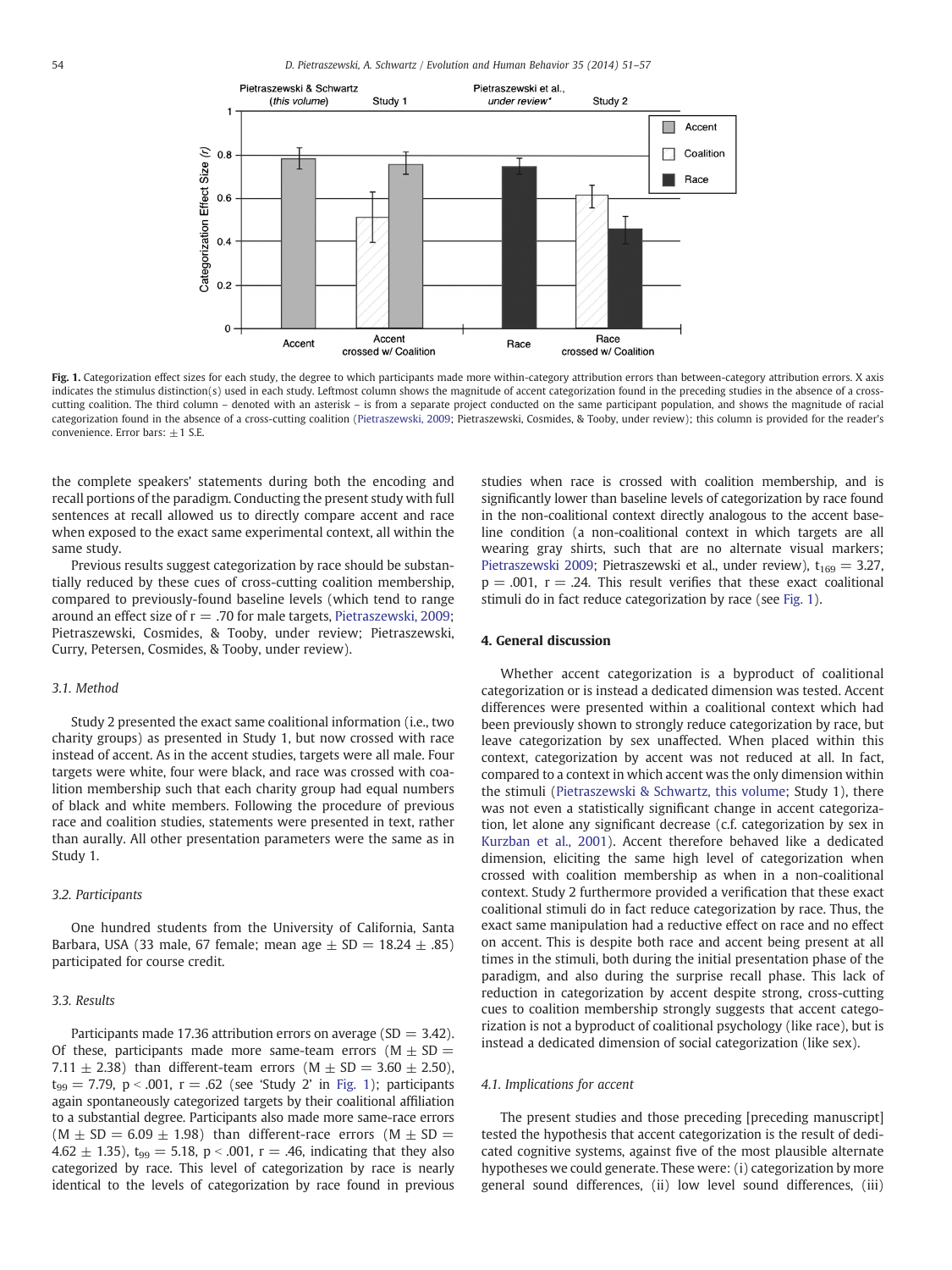**Fig. 1.** Categorization effect sizes for each study, the degree to which participants made more within-category attribution errors than between-category attribution errors. X axis indicates the stimulus distinction(s) used in each study. Leftmost column shows the magnitude of accent categorization found in the preceding studies in the absence of a cross-cutting coalition. The third column – denoted with an asterisk – is from a separate project conducted on the same participant population, and shows the magnitude of racial categorization found in the absence of a cross-cutting coalition (Pietraszewski, 2009; Pietraszewski, Cosmides, & Tooby, under review); this column is provided for the reader's convenience. Error bars: ±1 S.E.

the complete speakers' statements during both the encoding and recall portions of the paradigm. Conducting the present study with full sentences at recall allowed us to directly compare accent and race when exposed to the exact same experimental context, all within the same study.

Previous results suggest categorization by race should be substantially reduced by these cues of cross-cutting coalition membership, compared to previously-found baseline levels (which tend to range around an effect size of r = .70 for male targets, Pietraszewski, 2009; Pietraszewski, Cosmides, & Tooby, under review; Pietraszewski, Curry, Petersen, Cosmides, & Tooby, under review).

### 3.1. Method

Study 2 presented the exact same coalitional information (i.e., two charity groups) as presented in Study 1, but now crossed with race instead of accent. As in the accent studies, targets were all male. Four targets were white, four were black, and race was crossed with coalition membership such that each charity group had equal numbers of black and white members. Following the procedure of previous race and coalition studies, statements were presented in text, rather than aurally. All other presentation parameters were the same as in Study 1.

### 3.2. Participants

One hundred students from the University of California, Santa Barbara, USA (33 male, 67 female; mean age ± SD = 18.24 ± .85) participated for course credit.

### 3.3. Results

Participants made 17.36 attribution errors on average (SD = 3.42). Of these, participants made more same-team errors (M ± SD = 7.11 ± 2.38) than different-team errors (M ± SD = 3.60 ± 2.50), $t_{99} = 7.79$, $p < .001$, $r = .62$ (see 'Study 2' in Fig. 1); participants again spontaneously categorized targets by their coalitional affiliation to a substantial degree. Participants also made more same-race errors (M ± SD = 6.09 ± 1.98) than different-race errors (M ± SD = 4.62 ± 1.35), $t_{99} = 5.18$, $p < .001$, $r = .46$, indicating that they also categorized by race. This level of categorization by race is nearly identical to the levels of categorization by race found in previous studies when race is crossed with coalition membership, and is significantly lower than baseline levels of categorization by race found in the non-coalitional context directly analogous to the accent baseline condition (a non-coalitional context in which targets are all wearing gray shirts, such that there are no alternate visual markers; Pietraszewski 2009; Pietraszewski et al., under review), $t_{169} = 3.27$, $p = .001$, $r = .24$. This result verifies that these exact coalitional stimuli do in fact reduce categorization by race (see Fig. 1).

## 4. General discussion

Whether accent categorization is a byproduct of coalitional categorization or is instead a dedicated dimension was tested. Accent differences were presented within a coalitional context which had been previously shown to strongly reduce categorization by race, but leave categorization by sex unaffected. When placed within this context, categorization by accent was not reduced at all. In fact, compared to a context in which accent was the only dimension within the stimuli (Pietraszewski & Schwartz, this volume; Study 1), there was not even a statistically significant change in accent categorization, let alone any significant decrease (c.f. categorization by sex in Kurzban et al., 2001). Accent therefore behaved like a dedicated dimension, eliciting the same high level of categorization when crossed with coalition membership as when in a non-coalitional context. Study 2 furthermore provided a verification that these exact coalitional stimuli do in fact reduce categorization by race. Thus, the exact same manipulation had a reductive effect on race and no effect on accent. This is despite both race and accent being present at all times in the stimuli, both during the initial presentation phase of the paradigm, and also during the surprise recall phase. This lack of reduction in categorization by accent despite strong, cross-cutting cues to coalition membership strongly suggests that accent categorization is not a byproduct of coalitional psychology (like race), but is instead a dedicated dimension of social categorization (like sex).

### 4.1. Implications for accent

The present studies and those preceding [preceding manuscript] tested the hypothesis that accent categorization is the result of dedicated cognitive systems, against five of the most plausible alternate hypotheses we could generate. These were: (i) categorization by more general sound differences, (ii) low level sound differences, (iii)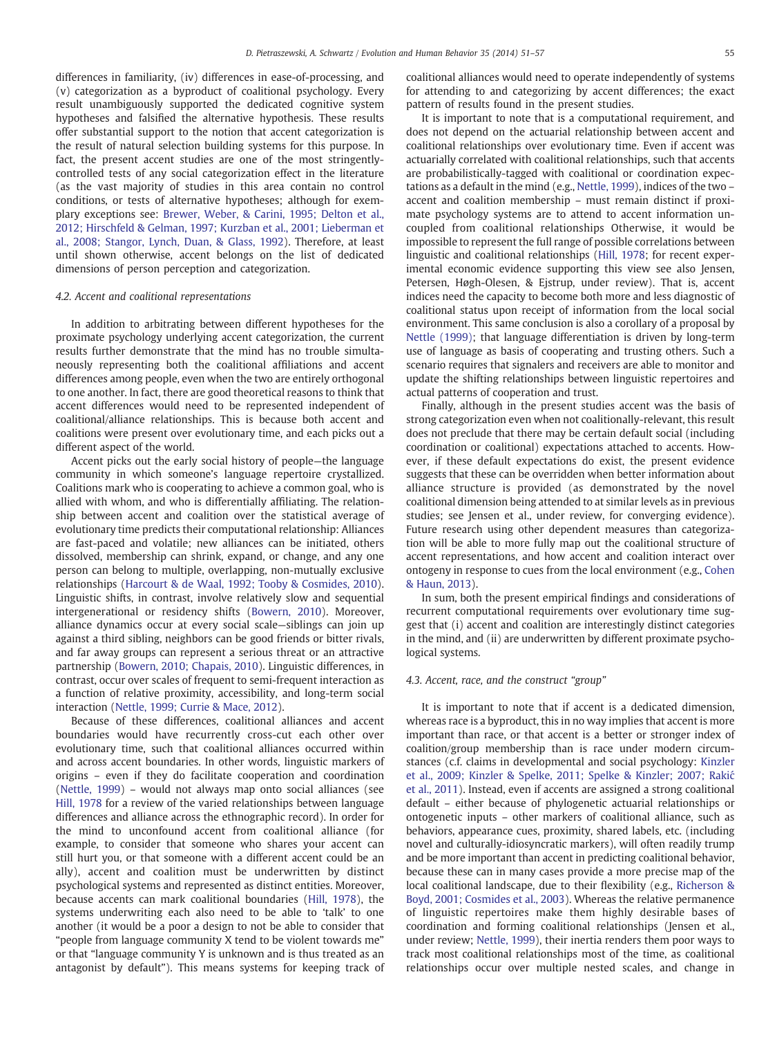differences in familiarity, (iv) differences in ease-of-processing, and (v) categorization as a byproduct of coalitional psychology. Every result unambiguously supported the dedicated cognitive system hypotheses and falsified the alternative hypothesis. These results offer substantial support to the notion that accent categorization is the result of natural selection building systems for this purpose. In fact, the present accent studies are one of the most stringently-controlled tests of any social categorization effect in the literature (as the vast majority of studies in this area contain no control conditions, or tests of alternative hypotheses; although for exemplary exceptions see: Brewer, Weber, & Carini, 1995; Delton et al., 2012; Hirschfeld & Gelman, 1997; Kurzban et al., 2001; Lieberman et al., 2008; Stangor, Lynch, Duan, & Glass, 1992). Therefore, at least until shown otherwise, accent belongs on the list of dedicated dimensions of person perception and categorization.

### 4.2. Accent and coalitional representations

In addition to arbitrating between different hypotheses for the proximate psychology underlying accent categorization, the current results further demonstrate that the mind has no trouble simultaneously representing both the coalitional affiliations and accent differences among people, even when the two are entirely orthogonal to one another. In fact, there are good theoretical reasons to think that accent differences would need to be represented independent of coalitional/alliance relationships. This is because both accent and coalitions were present over evolutionary time, and each picks out a different aspect of the world.

Accent picks out the early social history of people—the language community in which someone's language repertoire crystallized. Coalitions mark who is cooperating to achieve a common goal, who is allied with whom, and who is differentially affiliating. The relationship between accent and coalition over the statistical average of evolutionary time predicts their computational relationship: Alliances are fast-paced and volatile; new alliances can be initiated, others dissolved, membership can shrink, expand, or change, and any one person can belong to multiple, overlapping, non-mutually exclusive relationships (Harcourt & de Waal, 1992; Tooby & Cosmides, 2010). Linguistic shifts, in contrast, involve relatively slow and sequential intergenerational or residency shifts (Bowern, 2010). Moreover, alliance dynamics occur at every social scale—siblings can join up against a third sibling, neighbors can be good friends or bitter rivals, and far away groups can represent a serious threat or an attractive partnership (Bowern, 2010; Chapais, 2010). Linguistic differences, in contrast, occur over scales of frequent to semi-frequent interaction as a function of relative proximity, accessibility, and long-term social interaction (Nettle, 1999; Currie & Mace, 2012).

Because of these differences, coalitional alliances and accent boundaries would have recurrently cross-cut each other over evolutionary time, such that coalitional alliances occurred within and across accent boundaries. In other words, linguistic markers of origins – even if they do facilitate cooperation and coordination (Nettle, 1999) – would not always map onto social alliances (see Hill, 1978 for a review of the varied relationships between language differences and alliance across the ethnographic record). In order for the mind to unconfound accent from coalitional alliance (for example, to consider that someone who shares your accent can still hurt you, or that someone with a different accent could be an ally), accent and coalition must be underwritten by distinct psychological systems and represented as distinct entities. Moreover, because accents can mark coalitional boundaries (Hill, 1978), the systems underwriting each also need to be able to 'talk' to one another (it would be a poor a design to not be able to consider that "people from language community X tend to be violent towards me" or that "language community Y is unknown and is thus treated as an antagonist by default"). This means systems for keeping track of coalitional alliances would need to operate independently of systems for attending to and categorizing by accent differences; the exact pattern of results found in the present studies.

It is important to note that is a computational requirement, and does not depend on the actuarial relationship between accent and coalitional relationships over evolutionary time. Even if accent was actuarially correlated with coalitional relationships, such that accents are probabilistically-tagged with coalitional or coordination expectations as a default in the mind (e.g., Nettle, 1999), indices of the two – accent and coalition membership – must remain distinct if proximate psychology systems are to attend to accent information uncoupled from coalitional relationships Otherwise, it would be impossible to represent the full range of possible correlations between linguistic and coalitional relationships (Hill, 1978; for recent experimental economic evidence supporting this view see also Jensen, Petersen, Høgh-Olesen, & Ejstrup, under review). That is, accent indices need the capacity to become both more and less diagnostic of coalitional status upon receipt of information from the local social environment. This same conclusion is also a corollary of a proposal by Nettle (1999); that language differentiation is driven by long-term use of language as basis of cooperating and trusting others. Such a scenario requires that signalers and receivers are able to monitor and update the shifting relationships between linguistic repertoires and actual patterns of cooperation and trust.

Finally, although in the present studies accent was the basis of strong categorization even when not coalitionally-relevant, this result does not preclude that there may be certain default social (including coordination or coalitional) expectations attached to accents. However, if these default expectations do exist, the present evidence suggests that these can be overridden when better information about alliance structure is provided (as demonstrated by the novel coalitional dimension being attended to at similar levels as in previous studies; see Jensen et al., under review, for converging evidence). Future research using other dependent measures than categorization will be able to more fully map out the coalitional structure of accent representations, and how accent and coalition interact over ontogeny in response to cues from the local environment (e.g., Cohen & Haun, 2013).

In sum, both the present empirical findings and considerations of recurrent computational requirements over evolutionary time suggest that (i) accent and coalition are interestingly distinct categories in the mind, and (ii) are underwritten by different proximate psychological systems.

### 4.3. Accent, race, and the construct "group"

It is important to note that if accent is a dedicated dimension, whereas race is a byproduct, this in no way implies that accent is more important than race, or that accent is a better or stronger index of coalition/group membership than is race under modern circumstances (c.f. claims in developmental and social psychology: Kinzler et al., 2009; Kinzler & Spelke, 2011; Spelke & Kinzler; 2007; Rakić et al., 2011). Instead, even if accents are assigned a strong coalitional default – either because of phylogenetic actuarial relationships or ontogenetic inputs – other markers of coalitional alliance, such as behaviors, appearance cues, proximity, shared labels, etc. (including novel and culturally-idiosyncratic markers), will often readily trump and be more important than accent in predicting coalitional behavior, because these can in many cases provide a more precise map of the local coalitional landscape, due to their flexibility (e.g., Richerson & Boyd, 2001; Cosmides et al., 2003). Whereas the relative permanence of linguistic repertoires make them highly desirable bases of coordination and forming coalitional relationships (Jensen et al., under review; Nettle, 1999), their inertia renders them poor ways to track most coalitional relationships most of the time, as coalitional relationships occur over multiple nested scales, and change in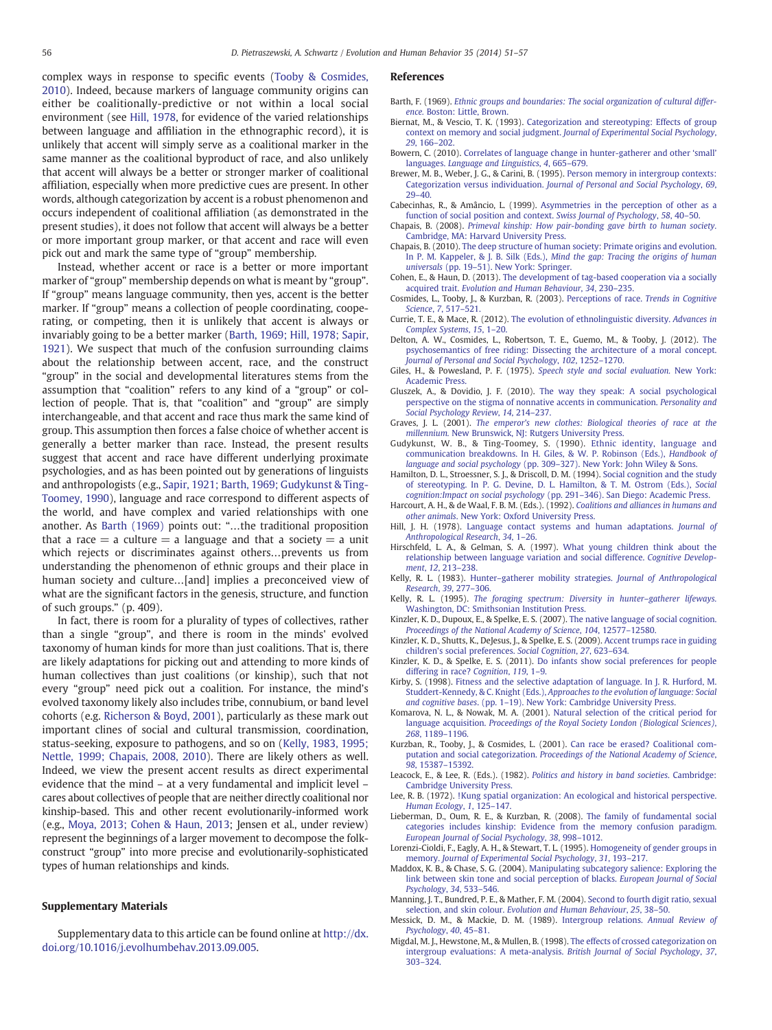complex ways in response to specific events (Tooby & Cosmides, 2010). Indeed, because markers of language community origins can either be coalitionally-predictive or not within a local social environment (see Hill, 1978, for evidence of the varied relationships between language and affiliation in the ethnographic record), it is unlikely that accent will simply serve as a coalitional marker in the same manner as the coalitional byproduct of race, and also unlikely that accent will always be a better or stronger marker of coalitional affiliation, especially when more predictive cues are present. In other words, although categorization by accent is a robust phenomenon and occurs independent of coalitional affiliation (as demonstrated in the present studies), it does not follow that accent will always be a better or more important group marker, or that accent and race will even pick out and mark the same type of "group" membership.

Instead, whether accent or race is a better or more important marker of "group" membership depends on what is meant by "group". If "group" means language community, then yes, accent is the better marker. If "group" means a collection of people coordinating, cooperating, or competing, then it is unlikely that accent is always or invariably going to be a better marker (Barth, 1969; Hill, 1978; Sapir, 1921). We suspect that much of the confusion surrounding claims about the relationship between accent, race, and the construct "group" in the social and developmental literatures stems from the assumption that "coalition" refers to any kind of a "group" or collection of people. That is, that "coalition" and "group" are simply interchangeable, and that accent and race thus mark the same kind of group. This assumption then forces a false choice of whether accent is generally a better marker than race. Instead, the present results suggest that accent and race have different underlying proximate psychologies, and as has been pointed out by generations of linguists and anthropologists (e.g., Sapir, 1921; Barth, 1969; Gudykunst & Ting-Toomey, 1990), language and race correspond to different aspects of the world, and have complex and varied relationships with one another. As Barth (1969) points out: "…the traditional proposition that a race = a culture = a language and that a society = a unit which rejects or discriminates against others…prevents us from understanding the phenomenon of ethnic groups and their place in human society and culture…[and] implies a preconceived view of what are the significant factors in the genesis, structure, and function of such groups." (p. 409).

In fact, there is room for a plurality of types of collectives, rather than a single "group", and there is room in the minds' evolved taxonomy of human kinds for more than just coalitions. That is, there are likely adaptations for picking out and attending to more kinds of human collectives than just coalitions (or kinship), such that not every "group" need pick out a coalition. For instance, the mind's evolved taxonomy likely also includes tribe, connubium, or band level cohorts (e.g. Richerson & Boyd, 2001), particularly as these mark out important clines of social and cultural transmission, coordination, status-seeking, exposure to pathogens, and so on (Kelly, 1983, 1995; Nettle, 1999; Chapais, 2008, 2010). There are likely others as well. Indeed, we view the present accent results as direct experimental evidence that the mind – at a very fundamental and implicit level – cares about collectives of people that are neither directly coalitional nor kinship-based. This and other recent evolutionarily-informed work (e.g., Moya, 2013; Cohen & Haun, 2013; Jensen et al., under review) represent the beginnings of a larger movement to decompose the folk-construct "group" into more precise and evolutionarily-sophisticated types of human relationships and kinds.

## Supplementary Materials

Supplementary data to this article can be found online at http://dx.doi.org/10.1016/j.evolhumbehav.2013.09.005.

## References

Barth, F. (1969). *Ethnic groups and boundaries: The social organization of cultural difference*. Boston: Little, Brown.

Biernat, M., & Vescio, T. K. (1993). Categorization and stereotyping: Effects of group context on memory and social judgment. *Journal of Experimental Social Psychology*, *29*, 166–202.

Bowern, C. (2010). Correlates of language change in hunter-gatherer and other 'small' languages. *Language and Linguistics*, *4*, 665–679.

Brewer, M. B., Weber, J. G., & Carini, B. (1995). Person memory in intergroup contexts: Categorization versus individuation. *Journal of Personal and Social Psychology*, *69*, 29–40.

Cabecinhas, R., & Amâncio, L. (1999). Asymmetries in the perception of other as a function of social position and context. *Swiss Journal of Psychology*, *58*, 40–50.

Chapais, B. (2008). *Primeval kinship: How pair-bonding gave birth to human society*. Cambridge, MA: Harvard University Press.

Chapais, B. (2010). The deep structure of human society: Primate origins and evolution. In P. M. Kappeler, & J. B. Silk (Eds.), *Mind the gap: Tracing the origins of human universals* (pp. 19–51). New York: Springer.

Cohen, E., & Haun, D. (2013). The development of tag-based cooperation via a socially acquired trait. *Evolution and Human Behaviour*, *34*, 230–235.

Cosmides, L., Tooby, J., & Kurzban, R. (2003). Perceptions of race. *Trends in Cognitive Science*, *7*, 517–521.

Currie, T. E., & Mace, R. (2012). The evolution of ethnolinguistic diversity. *Advances in Complex Systems*, *15*, 1–20.

Delton, A. W., Cosmides, L., Robertson, T. E., Guemo, M., & Tooby, J. (2012). The psychosemantics of free riding: Dissecting the architecture of a moral concept. *Journal of Personal and Social Psychology*, *102*, 1252–1270.

Giles, H., & Powesland, P. F. (1975). *Speech style and social evaluation*. New York: Academic Press.

Gluszek, A., & Dovidio, J. F. (2010). The way they speak: A social psychological perspective on the stigma of nonnative accents in communication. *Personality and Social Psychology Review*, *14*, 214–237.

Graves, J. L. (2001). *The emperor's new clothes: Biological theories of race at the millennium*. New Brunswick, NJ: Rutgers University Press.

Gudykunst, W. B., & Ting-Toomey, S. (1990). Ethnic identity, language and communication breakdowns. In H. Giles, & W. P. Robinson (Eds.), *Handbook of language and social psychology* (pp. 309–327). New York: John Wiley & Sons.

Hamilton, D. L., Stroessner, S. J., & Driscoll, D. M. (1994). Social cognition and the study of stereotyping. In P. G. Devine, D. L. Hamilton, & T. M. Ostrom (Eds.), *Social cognition:Impact on social psychology* (pp. 291–346). San Diego: Academic Press.

Harcourt, A. H., & de Waal, F. B. M. (Eds.). (1992). *Coalitions and alliances in humans and other animals*. New York: Oxford University Press.

Hill, J. H. (1978). Language contact systems and human adaptations. *Journal of Anthropological Research*, *34*, 1–26.

Hirschfeld, L. A., & Gelman, S. A. (1997). What young children think about the relationship between language variation and social difference. *Cognitive Development*, *12*, 213–238.

Kelly, R. L. (1983). Hunter–gatherer mobility strategies. *Journal of Anthropological Research*, *39*, 277–306.

Kelly, R. L. (1995). *The foraging spectrum: Diversity in hunter–gatherer lifeways*. Washington, DC: Smithsonian Institution Press.

Kinzler, K. D., Dupoux, E., & Spelke, E. S. (2007). The native language of social cognition. *Proceedings of the National Academy of Science*, *104*, 12577–12580.

Kinzler, K. D., Shutts, K., DeJesus, J., & Spelke, E. S. (2009). Accent trumps race in guiding children's social preferences. *Social Cognition*, *27*, 623–634.

Kinzler, K. D., & Spelke, E. S. (2011). Do infants show social preferences for people differing in race? *Cognition*, *119*, 1–9.

Kirby, S. (1998). Fitness and the selective adaptation of language. In J. R. Hurford, M. Studdert-Kennedy, & C. Knight (Eds.), *Approaches to the evolution of language: Social and cognitive bases*. (pp. 1–19). New York: Cambridge University Press.

Komarova, N. L., & Nowak, M. A. (2001). Natural selection of the critical period for language acquisition. *Proceedings of the Royal Society London (Biological Sciences)*, *268*, 1189–1196.

Kurzban, R., Tooby, J., & Cosmides, L. (2001). Can race be erased? Coalitional computation and social categorization. *Proceedings of the National Academy of Science*, *98*, 15387–15392.

Leacock, E., & Lee, R. (Eds.). (1982). *Politics and history in band societies*. Cambridge: Cambridge University Press.

Lee, R. B. (1972). !Kung spatial organization: An ecological and historical perspective. *Human Ecology*, *1*, 125–147.

Lieberman, D., Oum, R. E., & Kurzban, R. (2008). The family of fundamental social categories includes kinship: Evidence from the memory confusion paradigm. *European Journal of Social Psychology*, *38*, 998–1012.

Lorenzi-Cioldi, F., Eagly, A. H., & Stewart, T. L. (1995). Homogeneity of gender groups in memory. *Journal of Experimental Social Psychology*, *31*, 193–217.

Maddox, K. B., & Chase, S. G. (2004). Manipulating subcategory salience: Exploring the link between skin tone and social perception of blacks. *European Journal of Social Psychology*, *34*, 533–546.

Manning, J. T., Bundred, P. E., & Mather, F. M. (2004). Second to fourth digit ratio, sexual selection, and skin colour. *Evolution and Human Behaviour*, *25*, 38–50.

Messick, D. M., & Mackie, D. M. (1989). Intergroup relations. *Annual Review of Psychology*, *40*, 45–81.

Migdal, M. J., Hewstone, M., & Mullen, B. (1998). The effects of crossed categorization on intergroup evaluations: A meta-analysis. *British Journal of Social Psychology*, *37*, 303–324.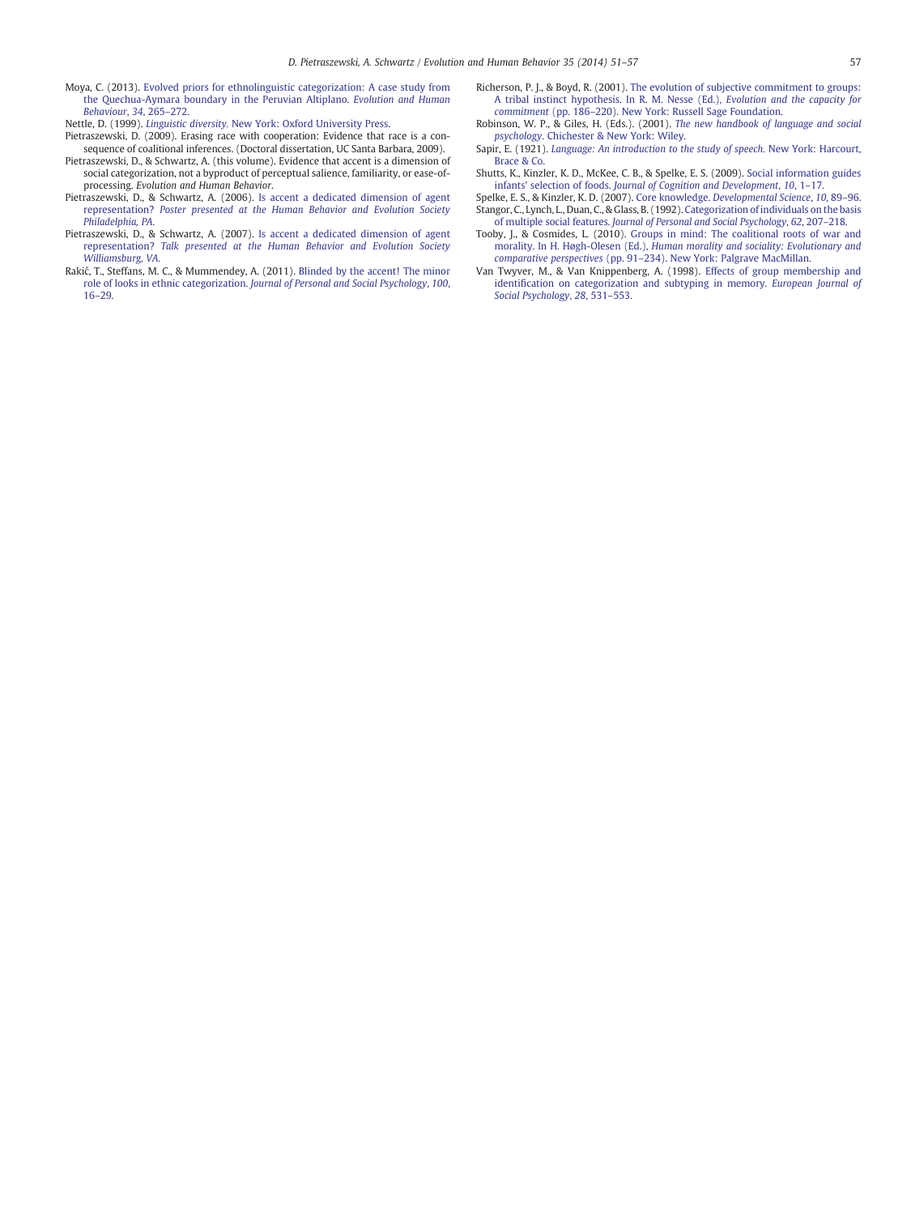Moya, C. (2013). Evolved priors for ethnolinguistic categorization: A case study from the Quechua-Aymara boundary in the Peruvian Altiplano. *Evolution and Human Behaviour*, *34*, 265–272.

Nettle, D. (1999). *Linguistic diversity*. New York: Oxford University Press.

Pietraszewski, D. (2009). Erasing race with cooperation: Evidence that race is a consequence of coalitional inferences. (Doctoral dissertation, UC Santa Barbara, 2009).

Pietraszewski, D., & Schwartz, A. (this volume). Evidence that accent is a dimension of social categorization, not a byproduct of perceptual salience, familiarity, or ease-of-processing. *Evolution and Human Behavior*.

Pietraszewski, D., & Schwartz, A. (2006). Is accent a dedicated dimension of agent representation? *Poster presented at the Human Behavior and Evolution Society Philadelphia, PA*.

Pietraszewski, D., & Schwartz, A. (2007). Is accent a dedicated dimension of agent representation? *Talk presented at the Human Behavior and Evolution Society Williamsburg, VA*.

Rakić, T., Steffans, M. C., & Mummendey, A. (2011). Blinded by the accent! The minor role of looks in ethnic categorization. *Journal of Personal and Social Psychology*, *100*, 16–29.

Richerson, P. J., & Boyd, R. (2001). The evolution of subjective commitment to groups: A tribal instinct hypothesis. In R. M. Nesse (Ed.), *Evolution and the capacity for commitment* (pp. 186–220). New York: Russell Sage Foundation.

Robinson, W. P., & Giles, H. (Eds.). (2001). *The new handbook of language and social psychology*. Chichester & New York: Wiley.

Sapir, E. (1921). *Language: An introduction to the study of speech*. New York: Harcourt, Brace & Co.

Shutts, K., Kinzler, K. D., McKee, C. B., & Spelke, E. S. (2009). Social information guides infants' selection of foods. *Journal of Cognition and Development*, *10*, 1–17.

Spelke, E. S., & Kinzler, K. D. (2007). Core knowledge. *Developmental Science*, *10*, 89–96.

Stangor, C., Lynch, L., Duan, C., & Glass, B. (1992). Categorization of individuals on the basis of multiple social features. *Journal of Personal and Social Psychology*, *62*, 207–218.

Tooby, J., & Cosmides, L. (2010). Groups in mind: The coalitional roots of war and morality. In H. Høgh-Olesen (Ed.), *Human morality and sociality: Evolutionary and comparative perspectives* (pp. 91–234). New York: Palgrave MacMillan.

Van Twyver, M., & Van Knippenberg, A. (1998). Effects of group membership and identification on categorization and subtyping in memory. *European Journal of Social Psychology*, *28*, 531–553.